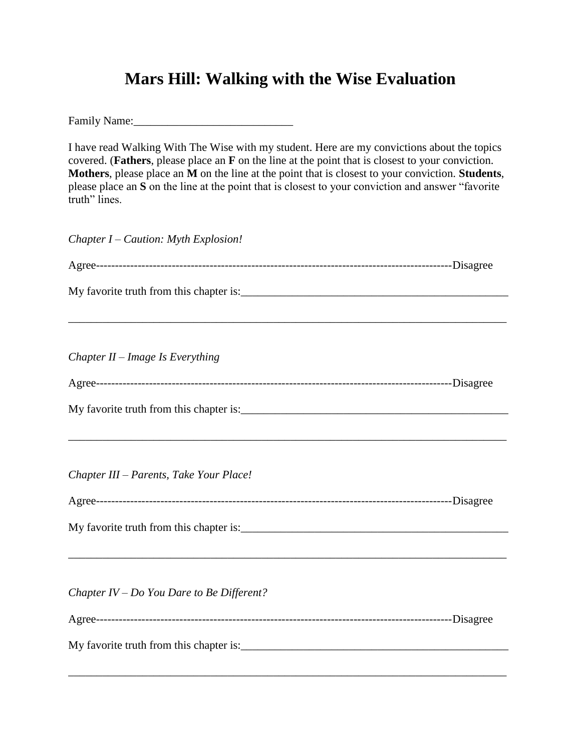# Mars Hill: Walking with the Wise Evaluation

Family Name:____________________________

I have read Walking With The Wise with my student. Here are my convictions about the topics covered. (**Fathers**, please place an **F** on the line at the point that is closest to your conviction. **Mothers**, please place an **M** on the line at the point that is closest to your conviction. **Students**, please place an **S** on the line at the point that is closest to your conviction and answer "favorite truth" lines.

*Chapter I – Caution: Myth Explosion!*

Agree-------------------------------------------------------------------------------------------Disagree

My favorite truth from this chapter is:_________________________________________________

________________________________________________________________________________

*Chapter II – Image Is Everything*

Agree-------------------------------------------------------------------------------------------Disagree

My favorite truth from this chapter is:_________________________________________________

________________________________________________________________________________

*Chapter III – Parents, Take Your Place!*

Agree-------------------------------------------------------------------------------------------Disagree

My favorite truth from this chapter is:_________________________________________________

________________________________________________________________________________

*Chapter IV – Do You Dare to Be Different?*

Agree-------------------------------------------------------------------------------------------Disagree

My favorite truth from this chapter is:_________________________________________________

________________________________________________________________________________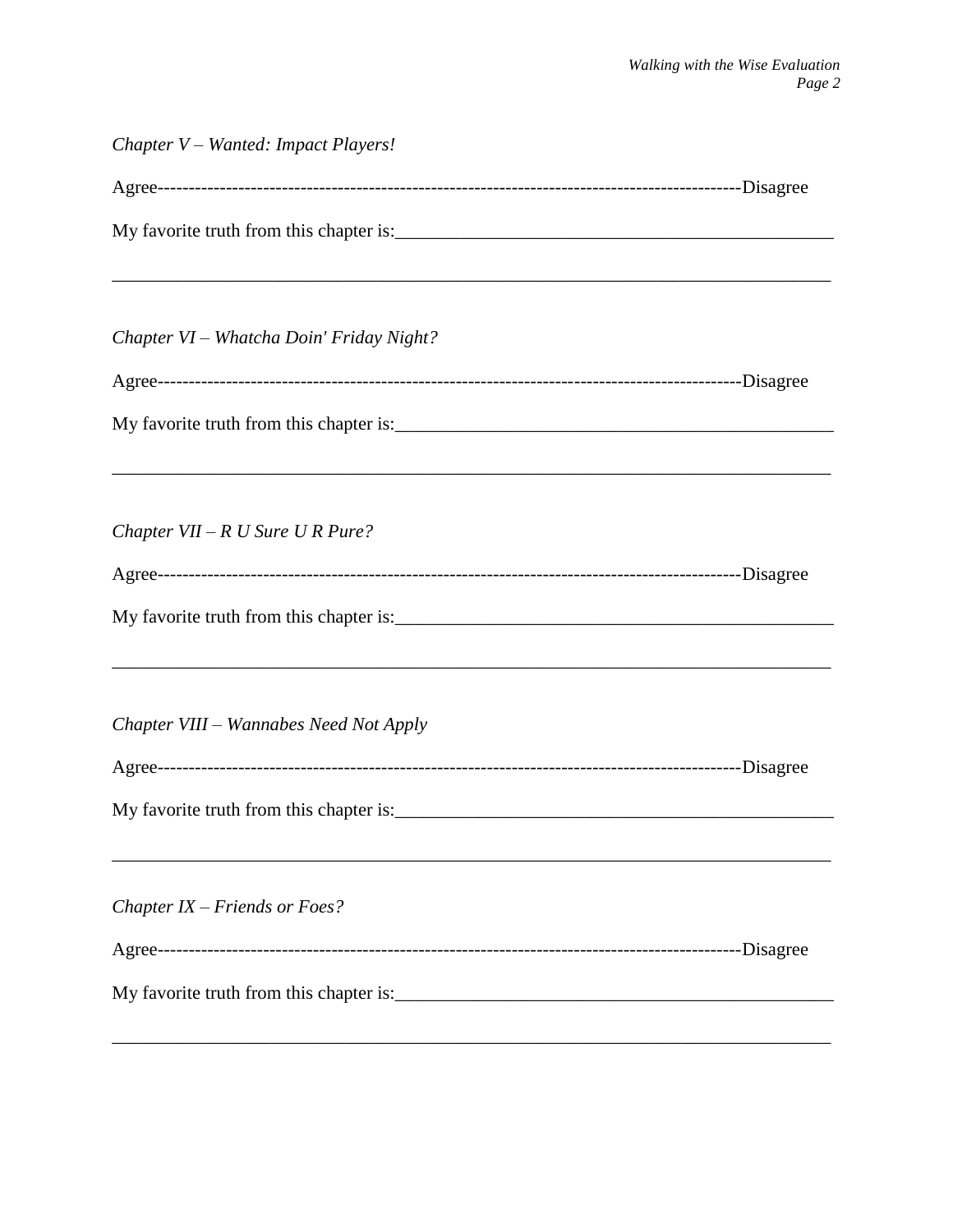*Chapter V – Wanted: Impact Players!*

Agree-------------------------------------------------------------------------------------------Disagree

My favorite truth from this chapter is:_______________________________________________

_______________________________________________________________________________

*Chapter VI – Whatcha Doin' Friday Night?*

Agree-------------------------------------------------------------------------------------------Disagree

My favorite truth from this chapter is:_______________________________________________

_______________________________________________________________________________

*Chapter VII – R U Sure U R Pure?*

Agree-------------------------------------------------------------------------------------------Disagree

My favorite truth from this chapter is:_______________________________________________

_______________________________________________________________________________

*Chapter VIII – Wannabes Need Not Apply*

Agree-------------------------------------------------------------------------------------------Disagree

My favorite truth from this chapter is:_______________________________________________

_______________________________________________________________________________

*Chapter IX – Friends or Foes?*

Agree-------------------------------------------------------------------------------------------Disagree

My favorite truth from this chapter is:_______________________________________________

_______________________________________________________________________________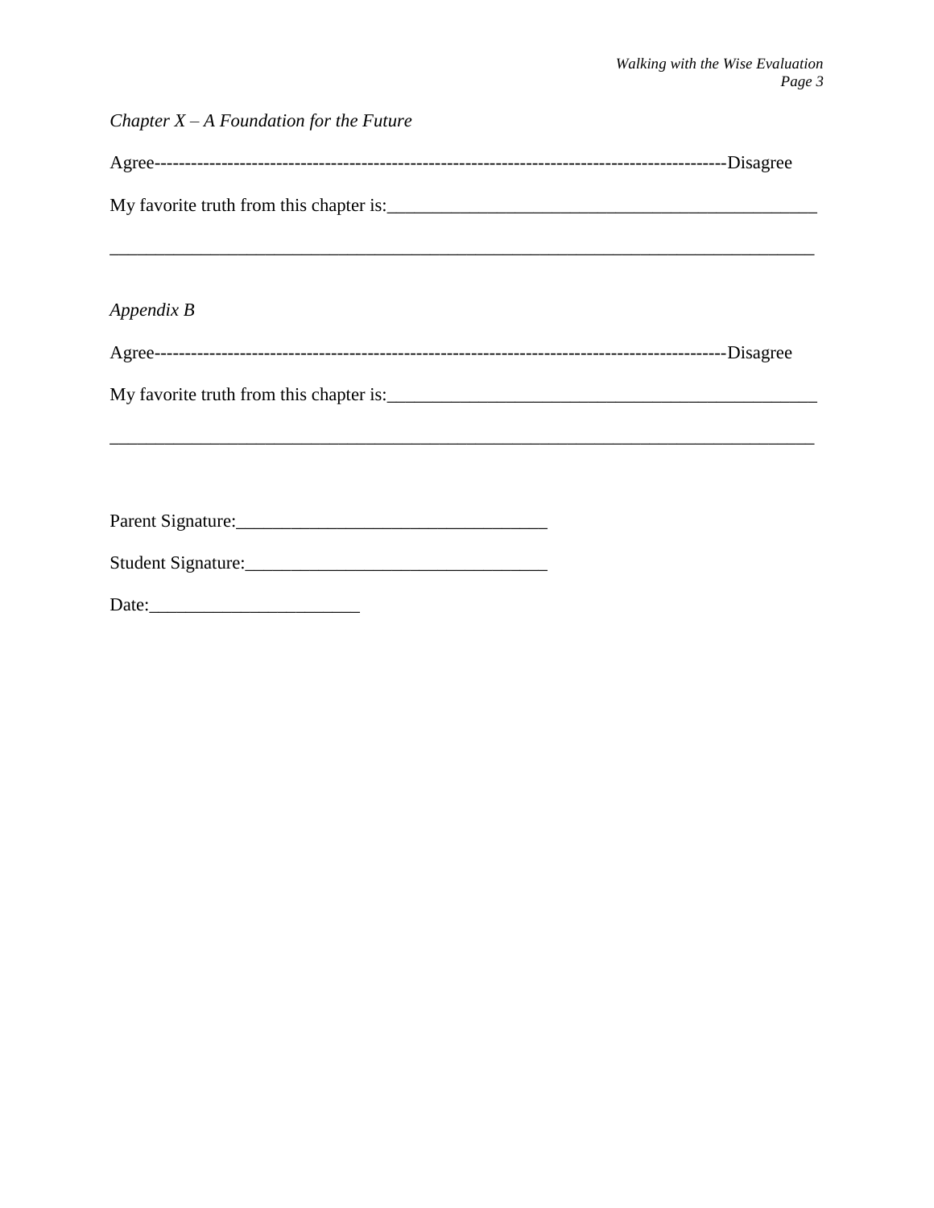*Chapter X – A Foundation for the Future*

Agree-------------------------------------------------------------------------------------------Disagree

My favorite truth from this chapter is:_______________________________________________

_____________________________________________________________________________

*Appendix B*

Agree-------------------------------------------------------------------------------------------Disagree

My favorite truth from this chapter is:_______________________________________________

_____________________________________________________________________________

Parent Signature:__________________________________

Student Signature:_________________________________

Date:_______________________